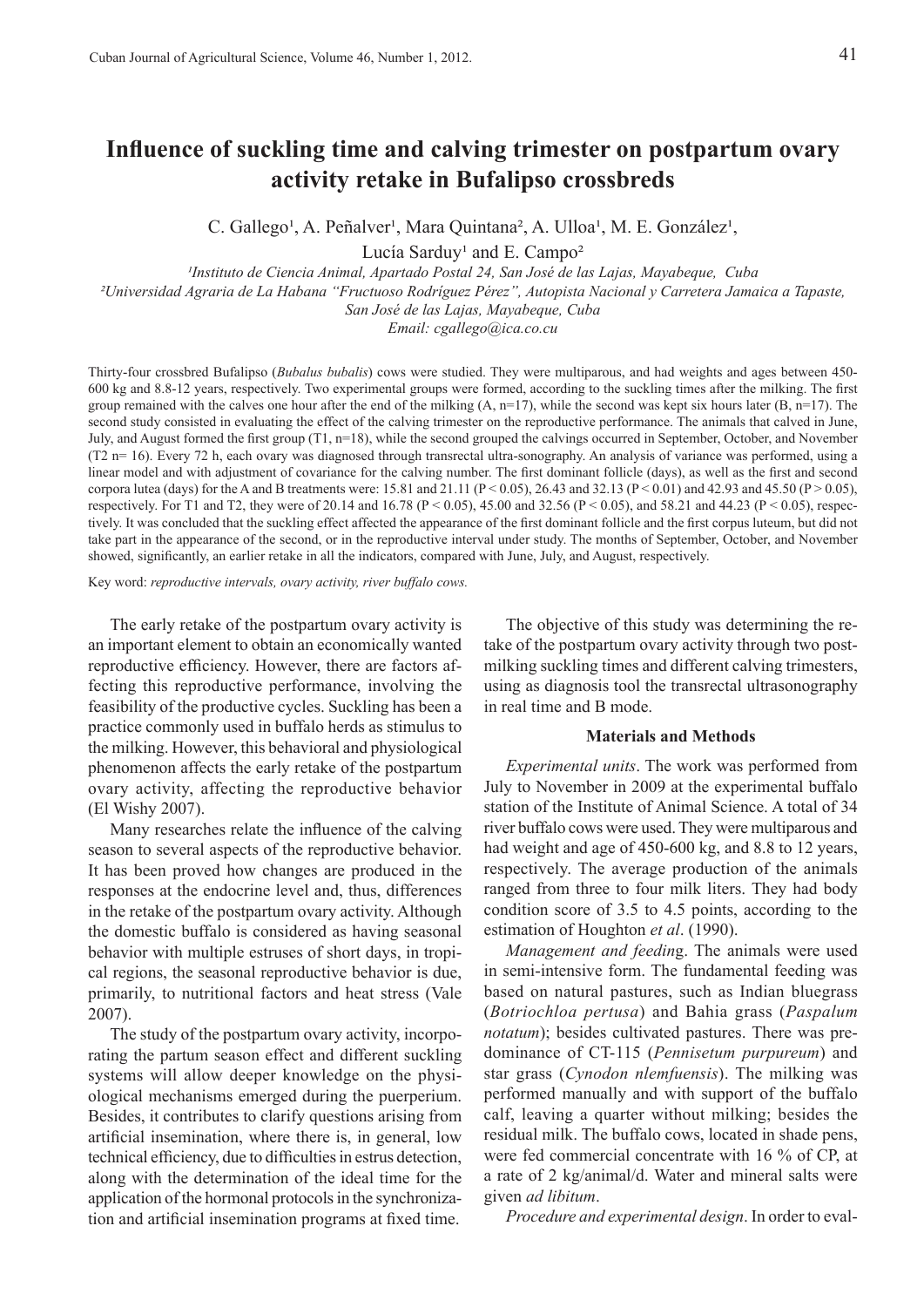# Influence of suckling time and calving trimester on postpartum ovary activity retake in Bufalipso crossbreds

C. Gallego[1], A. Peñalver[1], Mara Quintana[2], A. Ulloa[1], M. E. González[1], Lucía Sarduy[1] and E. Campo[2]

[1]Instituto de Ciencia Animal, Apartado Postal 24, San José de las Lajas, Mayabeque, Cuba
[2]Universidad Agraria de La Habana "Fructuoso Rodríguez Pérez", Autopista Nacional y Carretera Jamaica a Tapaste, San José de las Lajas, Mayabeque, Cuba
Email: cgallego@ica.co.cu

Thirty-four crossbred Bufalipso (*Bubalus bubalis*) cows were studied. They were multiparous, and had weights and ages between 450-600 kg and 8.8-12 years, respectively. Two experimental groups were formed, according to the suckling times after the milking. The first group remained with the calves one hour after the end of the milking (A, n=17), while the second was kept six hours later (B, n=17). The second study consisted in evaluating the effect of the calving trimester on the reproductive performance. The animals that calved in June, July, and August formed the first group (T1, n=18), while the second grouped the calvings occurred in September, October, and November (T2 n= 16). Every 72 h, each ovary was diagnosed through transrectal ultra-sonography. An analysis of variance was performed, using a linear model and with adjustment of covariance for the calving number. The first dominant follicle (days), as well as the first and second corpora lutea (days) for the A and B treatments were: 15.81 and 21.11 ($P < 0.05$), 26.43 and 32.13 ($P < 0.01$) and 42.93 and 45.50 ($P > 0.05$), respectively. For T1 and T2, they were of 20.14 and 16.78 ($P < 0.05$), 45.00 and 32.56 ($P < 0.05$), and 58.21 and 44.23 ($P < 0.05$), respectively. It was concluded that the suckling effect affected the appearance of the first dominant follicle and the first corpus luteum, but did not take part in the appearance of the second, or in the reproductive interval under study. The months of September, October, and November showed, significantly, an earlier retake in all the indicators, compared with June, July, and August, respectively.

Key word: *reproductive intervals, ovary activity, river buffalo cows.*

The early retake of the postpartum ovary activity is an important element to obtain an economically wanted reproductive efficiency. However, there are factors affecting this reproductive performance, involving the feasibility of the productive cycles. Suckling has been a practice commonly used in buffalo herds as stimulus to the milking. However, this behavioral and physiological phenomenon affects the early retake of the postpartum ovary activity, affecting the reproductive behavior (El Wishy 2007).

Many researches relate the influence of the calving season to several aspects of the reproductive behavior. It has been proved how changes are produced in the responses at the endocrine level and, thus, differences in the retake of the postpartum ovary activity. Although the domestic buffalo is considered as having seasonal behavior with multiple estruses of short days, in tropical regions, the seasonal reproductive behavior is due, primarily, to nutritional factors and heat stress (Vale 2007).

The study of the postpartum ovary activity, incorporating the partum season effect and different suckling systems will allow deeper knowledge on the physiological mechanisms emerged during the puerperium. Besides, it contributes to clarify questions arising from artificial insemination, where there is, in general, low technical efficiency, due to difficulties in estrus detection, along with the determination of the ideal time for the application of the hormonal protocols in the synchronization and artificial insemination programs at fixed time.

The objective of this study was determining the retake of the postpartum ovary activity through two post-milking suckling times and different calving trimesters, using as diagnosis tool the transrectal ultrasonography in real time and B mode.

## Materials and Methods

*Experimental units*. The work was performed from July to November in 2009 at the experimental buffalo station of the Institute of Animal Science. A total of 34 river buffalo cows were used. They were multiparous and had weight and age of 450-600 kg, and 8.8 to 12 years, respectively. The average production of the animals ranged from three to four milk liters. They had body condition score of 3.5 to 4.5 points, according to the estimation of Houghton *et al*. (1990).

*Management and feeding*. The animals were used in semi-intensive form. The fundamental feeding was based on natural pastures, such as Indian bluegrass (*Botriochloa pertusa*) and Bahia grass (*Paspalum notatum*); besides cultivated pastures. There was predominance of CT-115 (*Pennisetum purpureum*) and star grass (*Cynodon nlemfuensis*). The milking was performed manually and with support of the buffalo calf, leaving a quarter without milking; besides the residual milk. The buffalo cows, located in shade pens, were fed commercial concentrate with 16 % of CP, at a rate of 2 kg/animal/d. Water and mineral salts were given *ad libitum*.

*Procedure and experimental design*. In order to eval-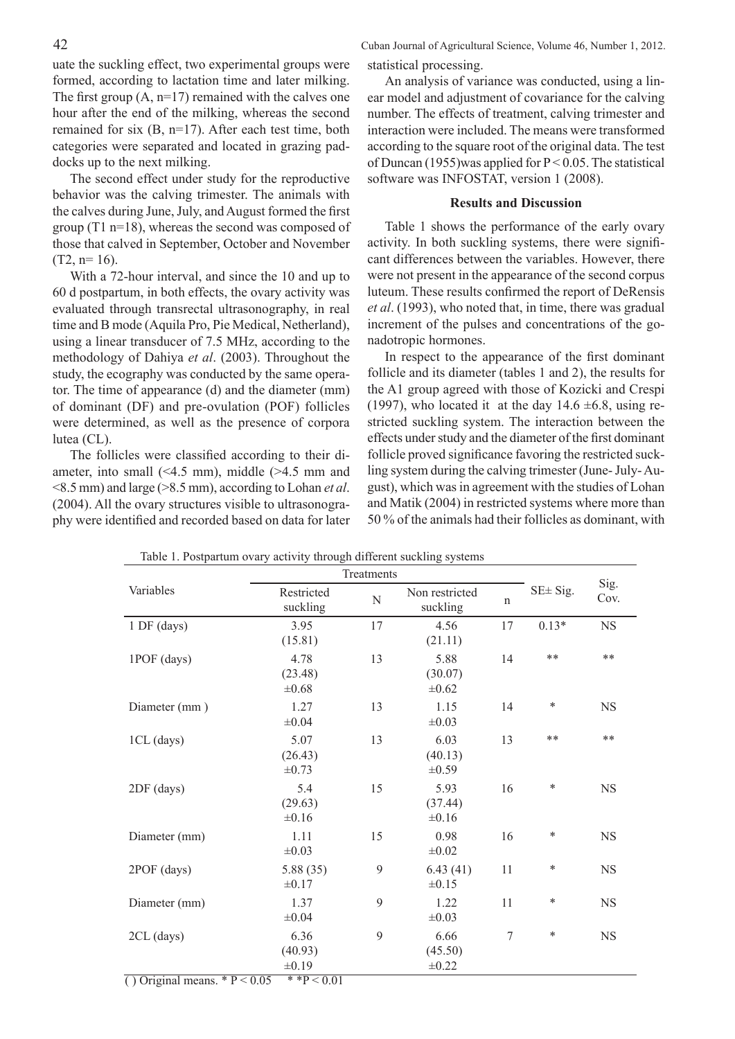uate the suckling effect, two experimental groups were formed, according to lactation time and later milking. The first group (A, n=17) remained with the calves one hour after the end of the milking, whereas the second remained for six (B, n=17). After each test time, both categories were separated and located in grazing paddocks up to the next milking.

The second effect under study for the reproductive behavior was the calving trimester. The animals with the calves during June, July, and August formed the first group (T1 n=18), whereas the second was composed of those that calved in September, October and November (T2, n= 16).

With a 72-hour interval, and since the 10 and up to 60 d postpartum, in both effects, the ovary activity was evaluated through transrectal ultrasonography, in real time and B mode (Aquila Pro, Pie Medical, Netherland), using a linear transducer of 7.5 MHz, according to the methodology of Dahiya *et al*. (2003). Throughout the study, the ecography was conducted by the same operator. The time of appearance (d) and the diameter (mm) of dominant (DF) and pre-ovulation (POF) follicles were determined, as well as the presence of corpora lutea (CL).

The follicles were classified according to their diameter, into small (<4.5 mm), middle (>4.5 mm and <8.5 mm) and large (>8.5 mm), according to Lohan *et al*. (2004). All the ovary structures visible to ultrasonography were identified and recorded based on data for later statistical processing.

An analysis of variance was conducted, using a linear model and adjustment of covariance for the calving number. The effects of treatment, calving trimester and interaction were included. The means were transformed according to the square root of the original data. The test of Duncan (1955)was applied for $P < 0.05$. The statistical software was INFOSTAT, version 1 (2008).

## Results and Discussion

Table 1 shows the performance of the early ovary activity. In both suckling systems, there were significant differences between the variables. However, there were not present in the appearance of the second corpus luteum. These results confirmed the report of DeRensis *et al*. (1993), who noted that, in time, there was gradual increment of the pulses and concentrations of the gonadotropic hormones.

In respect to the appearance of the first dominant follicle and its diameter (tables 1 and 2), the results for the A1 group agreed with those of Kozicki and Crespi (1997), who located it at the day 14.6 ±6.8, using restricted suckling system. The interaction between the effects under study and the diameter of the first dominant follicle proved significance favoring the restricted suckling system during the calving trimester (June- July- August), which was in agreement with the studies of Lohan and Matik (2004) in restricted systems where more than 50 % of the animals had their follicles as dominant, with

Table 1. Postpartum ovary activity through different suckling systems

| Variables | Treatments | | | | SE± Sig. | Sig. Cov. |
|---|---|---|---|---|---|---|
| | Restricted suckling | N | Non restricted suckling | n | | |
| 1 DF (days) | 3.95 (15.81) | 17 | 4.56 (21.11) | 17 | 0.13* | NS |
| 1POF (days) | 4.78 (23.48) ±0.68 | 13 | 5.88 (30.07) ±0.62 | 14 | ** | ** |
| Diameter (mm ) | 1.27 ±0.04 | 13 | 1.15 ±0.03 | 14 | * | NS |
| 1CL (days) | 5.07 (26.43) ±0.73 | 13 | 6.03 (40.13) ±0.59 | 13 | ** | ** |
| 2DF (days) | 5.4 (29.63) ±0.16 | 15 | 5.93 (37.44) ±0.16 | 16 | * | NS |
| Diameter (mm) | 1.11 ±0.03 | 15 | 0.98 ±0.02 | 16 | * | NS |
| 2POF (days) | 5.88 (35) ±0.17 | 9 | 6.43 (41) ±0.15 | 11 | * | NS |
| Diameter (mm) | 1.37 ±0.04 | 9 | 1.22 ±0.03 | 11 | * | NS |
| 2CL (days) | 6.36 (40.93) ±0.19 | 9 | 6.66 (45.50) ±0.22 | 7 | * | NS |

( ) Original means. * $P < 0.05$ ** $P < 0.01$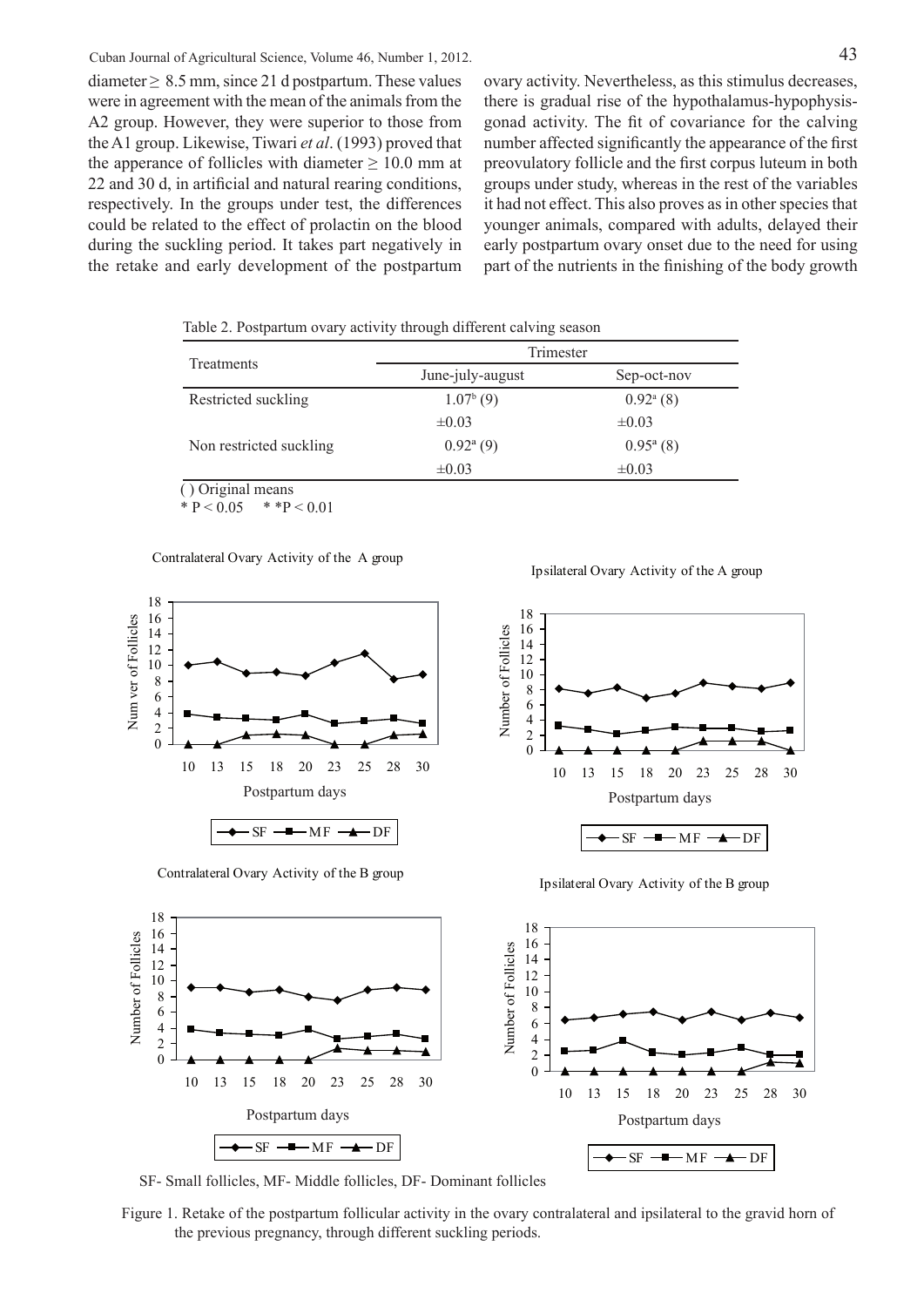diameter ≥ 8.5 mm, since 21 d postpartum. These values were in agreement with the mean of the animals from the A2 group. However, they were superior to those from the A1 group. Likewise, Tiwari *et al*. (1993) proved that the apperance of follicles with diameter ≥ 10.0 mm at 22 and 30 d, in artificial and natural rearing conditions, respectively. In the groups under test, the differences could be related to the effect of prolactin on the blood during the suckling period. It takes part negatively in the retake and early development of the postpartum ovary activity. Nevertheless, as this stimulus decreases, there is gradual rise of the hypothalamus-hypophysis-gonad activity. The fit of covariance for the calving number affected significantly the appearance of the first preovulatory follicle and the first corpus luteum in both groups under study, whereas in the rest of the variables it had not effect. This also proves as in other species that younger animals, compared with adults, delayed their early postpartum ovary onset due to the need for using part of the nutrients in the finishing of the body growth

Table 2. Postpartum ovary activity through different calving season

| Treatments | Trimester | |
|---|---|---|
| | June-july-august | Sep-oct-nov |
| Restricted suckling | $1.07^{b}$ (9) | $0.92^{a}$ (8) |
| | ±0.03 | ±0.03 |
| Non restricted suckling | $0.92^{a}$ (9) | $0.95^{a}$ (8) |
| | ±0.03 | ±0.03 |

( ) Original means

\* $P < 0.05$  \*\* $P < 0.01$

Contralateral Ovary Activity of the A group

Ipsilateral Ovary Activity of the A group

Contralateral Ovary Activity of the B group

Ipsilateral Ovary Activity of the B group

SF- Small follicles, MF- Middle follicles, DF- Dominant follicles

Figure 1. Retake of the postpartum follicular activity in the ovary contralateral and ipsilateral to the gravid horn of the previous pregnancy, through different suckling periods.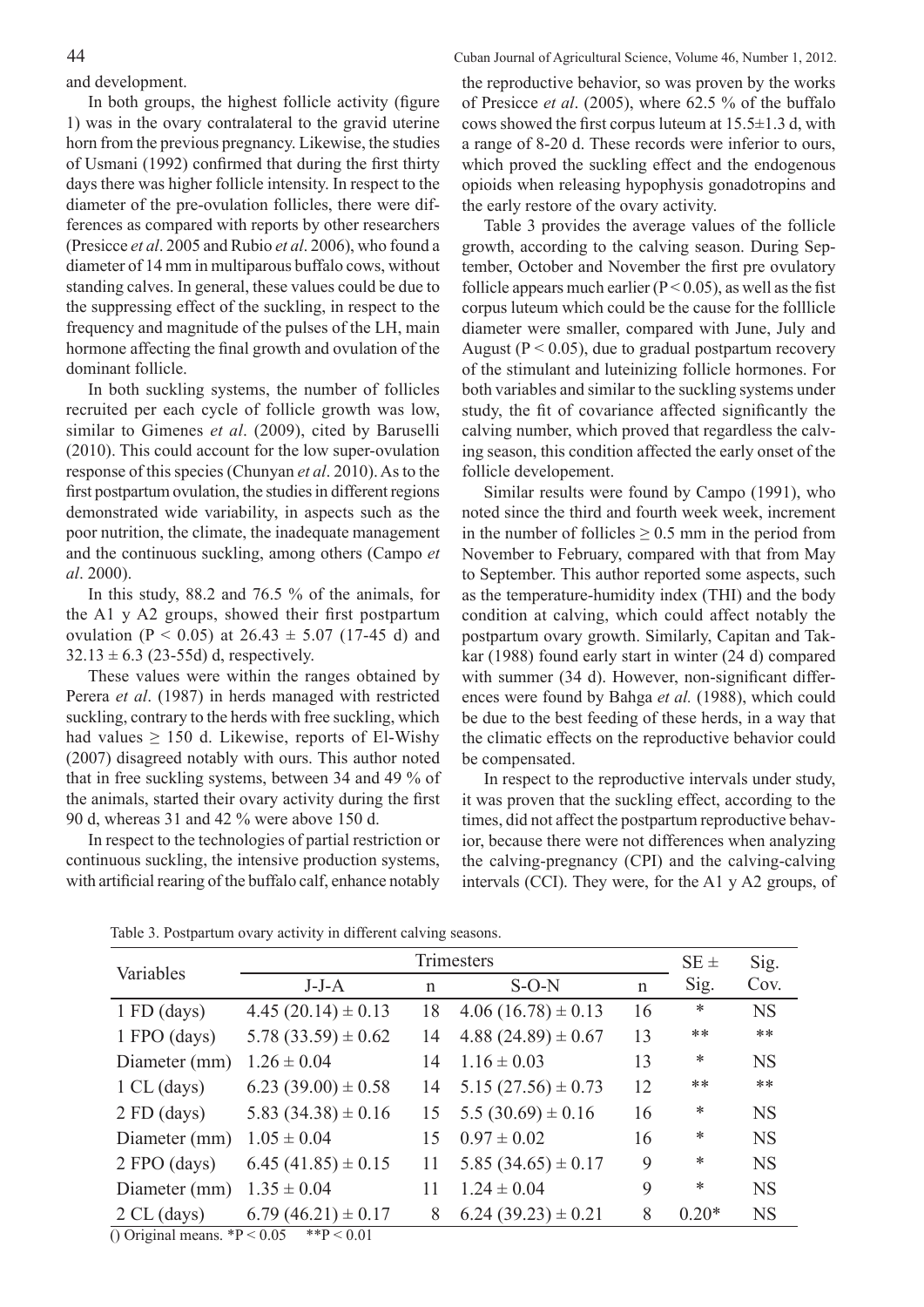and development.

In both groups, the highest follicle activity (figure 1) was in the ovary contralateral to the gravid uterine horn from the previous pregnancy. Likewise, the studies of Usmani (1992) confirmed that during the first thirty days there was higher follicle intensity. In respect to the diameter of the pre-ovulation follicles, there were differences as compared with reports by other researchers (Presicce *et al*. 2005 and Rubio *et al*. 2006), who found a diameter of 14 mm in multiparous buffalo cows, without standing calves. In general, these values could be due to the suppressing effect of the suckling, in respect to the frequency and magnitude of the pulses of the LH, main hormone affecting the final growth and ovulation of the dominant follicle.

In both suckling systems, the number of follicles recruited per each cycle of follicle growth was low, similar to Gimenes *et al*. (2009), cited by Baruselli (2010). This could account for the low super-ovulation response of this species (Chunyan *et al*. 2010). As to the first postpartum ovulation, the studies in different regions demonstrated wide variability, in aspects such as the poor nutrition, the climate, the inadequate management and the continuous suckling, among others (Campo *et al*. 2000).

In this study, 88.2 and 76.5 % of the animals, for the A1 y A2 groups, showed their first postpartum ovulation ($P < 0.05$) at $26.43 \pm 5.07$ (17-45 d) and $32.13 \pm 6.3$ (23-55d) d, respectively.

These values were within the ranges obtained by Perera *et al*. (1987) in herds managed with restricted suckling, contrary to the herds with free suckling, which had values $\geq 150$ d. Likewise, reports of El-Wishy (2007) disagreed notably with ours. This author noted that in free suckling systems, between 34 and 49 % of the animals, started their ovary activity during the first 90 d, whereas 31 and 42 % were above 150 d.

In respect to the technologies of partial restriction or continuous suckling, the intensive production systems, with artificial rearing of the buffalo calf, enhance notably the reproductive behavior, so was proven by the works of Presicce *et al*. (2005), where 62.5 % of the buffalo cows showed the first corpus luteum at $15.5 \pm 1.3$ d, with a range of 8-20 d. These records were inferior to ours, which proved the suckling effect and the endogenous opioids when releasing hypophysis gonadotropins and the early restore of the ovary activity.

Table 3 provides the average values of the follicle growth, according to the calving season. During September, October and November the first pre ovulatory follicle appears much earlier ($P < 0.05$), as well as the fist corpus luteum which could be the cause for the folllicle diameter were smaller, compared with June, July and August ($P < 0.05$), due to gradual postpartum recovery of the stimulant and luteinizing follicle hormones. For both variables and similar to the suckling systems under study, the fit of covariance affected significantly the calving number, which proved that regardless the calving season, this condition affected the early onset of the follicle developement.

Similar results were found by Campo (1991), who noted since the third and fourth week week, increment in the number of follicles $\geq 0.5$ mm in the period from November to February, compared with that from May to September. This author reported some aspects, such as the temperature-humidity index (THI) and the body condition at calving, which could affect notably the postpartum ovary growth. Similarly, Capitan and Takkar (1988) found early start in winter (24 d) compared with summer (34 d). However, non-significant differences were found by Bahga *et al.* (1988), which could be due to the best feeding of these herds, in a way that the climatic effects on the reproductive behavior could be compensated.

In respect to the reproductive intervals under study, it was proven that the suckling effect, according to the times, did not affect the postpartum reproductive behavior, because there were not differences when analyzing the calving-pregnancy (CPI) and the calving-calving intervals (CCI). They were, for the A1 y A2 groups, of

Table 3. Postpartum ovary activity in different calving seasons.

| Variables | Trimesters | | | | SE ± | Sig. |
|---|---|---|---|---|---|---|
| | J-J-A | n | S-O-N | n | Sig. | Cov. |
| 1 FD (days) | 4.45 (20.14) ± 0.13 | 18 | 4.06 (16.78) ± 0.13 | 16 | * | NS |
| 1 FPO (days) | 5.78 (33.59) ± 0.62 | 14 | 4.88 (24.89) ± 0.67 | 13 | ** | ** |
| Diameter (mm) | 1.26 ± 0.04 | 14 | 1.16 ± 0.03 | 13 | * | NS |
| 1 CL (days) | 6.23 (39.00) ± 0.58 | 14 | 5.15 (27.56) ± 0.73 | 12 | ** | ** |
| 2 FD (days) | 5.83 (34.38) ± 0.16 | 15 | 5.5 (30.69) ± 0.16 | 16 | * | NS |
| Diameter (mm) | 1.05 ± 0.04 | 15 | 0.97 ± 0.02 | 16 | * | NS |
| 2 FPO (days) | 6.45 (41.85) ± 0.15 | 11 | 5.85 (34.65) ± 0.17 | 9 | * | NS |
| Diameter (mm) | 1.35 ± 0.04 | 11 | 1.24 ± 0.04 | 9 | * | NS |
| 2 CL (days) | 6.79 (46.21) ± 0.17 | 8 | 6.24 (39.23) ± 0.21 | 8 | 0.20* | NS |

() Original means. $^*P < 0.05$ $^{**}P < 0.01$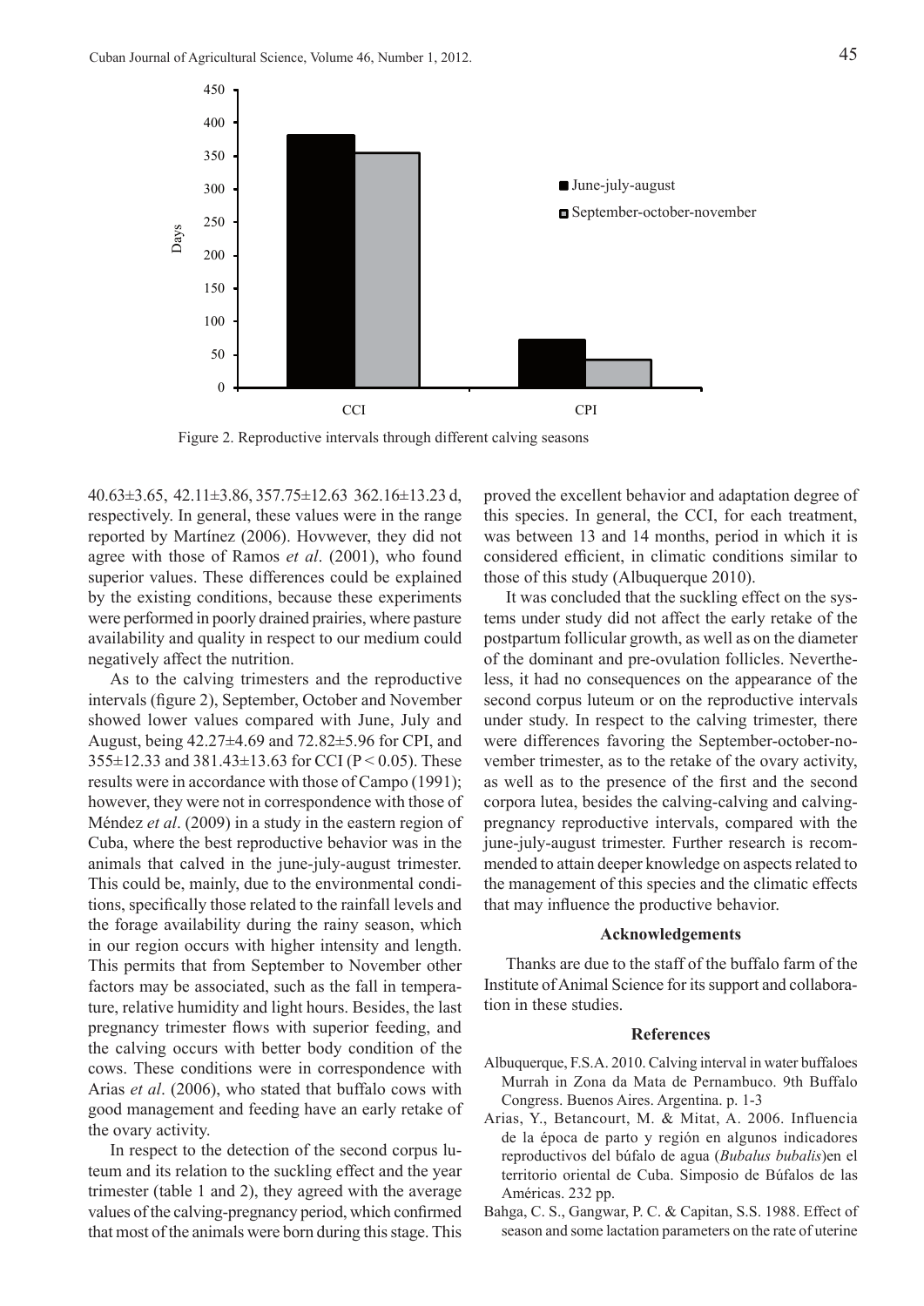Figure 2. Reproductive intervals through different calving seasons

40.63±3.65, 42.11±3.86, 357.75±12.63 362.16±13.23 d, respectively. In general, these values were in the range reported by Martínez (2006). Hovwever, they did not agree with those of Ramos *et al*. (2001), who found superior values. These differences could be explained by the existing conditions, because these experiments were performed in poorly drained prairies, where pasture availability and quality in respect to our medium could negatively affect the nutrition.

As to the calving trimesters and the reproductive intervals (figure 2), September, October and November showed lower values compared with June, July and August, being 42.27±4.69 and 72.82±5.96 for CPI, and 355±12.33 and 381.43±13.63 for CCI ($P < 0.05$). These results were in accordance with those of Campo (1991); however, they were not in correspondence with those of Méndez *et al*. (2009) in a study in the eastern region of Cuba, where the best reproductive behavior was in the animals that calved in the june-july-august trimester. This could be, mainly, due to the environmental conditions, specifically those related to the rainfall levels and the forage availability during the rainy season, which in our region occurs with higher intensity and length. This permits that from September to November other factors may be associated, such as the fall in temperature, relative humidity and light hours. Besides, the last pregnancy trimester flows with superior feeding, and the calving occurs with better body condition of the cows. These conditions were in correspondence with Arias *et al*. (2006), who stated that buffalo cows with good management and feeding have an early retake of the ovary activity.

In respect to the detection of the second corpus luteum and its relation to the suckling effect and the year trimester (table 1 and 2), they agreed with the average values of the calving-pregnancy period, which confirmed that most of the animals were born during this stage. This proved the excellent behavior and adaptation degree of this species. In general, the CCI, for each treatment, was between 13 and 14 months, period in which it is considered efficient, in climatic conditions similar to those of this study (Albuquerque 2010).

It was concluded that the suckling effect on the systems under study did not affect the early retake of the postpartum follicular growth, as well as on the diameter of the dominant and pre-ovulation follicles. Nevertheless, it had no consequences on the appearance of the second corpus luteum or on the reproductive intervals under study. In respect to the calving trimester, there were differences favoring the September-october-november trimester, as to the retake of the ovary activity, as well as to the presence of the first and the second corpora lutea, besides the calving-calving and calving-pregnancy reproductive intervals, compared with the june-july-august trimester. Further research is recommended to attain deeper knowledge on aspects related to the management of this species and the climatic effects that may influence the productive behavior.

## Acknowledgements

Thanks are due to the staff of the buffalo farm of the Institute of Animal Science for its support and collaboration in these studies.

## References

Albuquerque, F.S.A. 2010. Calving interval in water buffaloes Murrah in Zona da Mata de Pernambuco. 9th Buffalo Congress. Buenos Aires. Argentina. p. 1-3

Arias, Y., Betancourt, M. & Mitat, A. 2006. Influencia de la época de parto y región en algunos indicadores reproductivos del búfalo de agua (*Bubalus bubalis*)en el territorio oriental de Cuba. Simposio de Búfalos de las Américas. 232 pp.

Bahga, C. S., Gangwar, P. C. & Capitan, S.S. 1988. Effect of season and some lactation parameters on the rate of uterine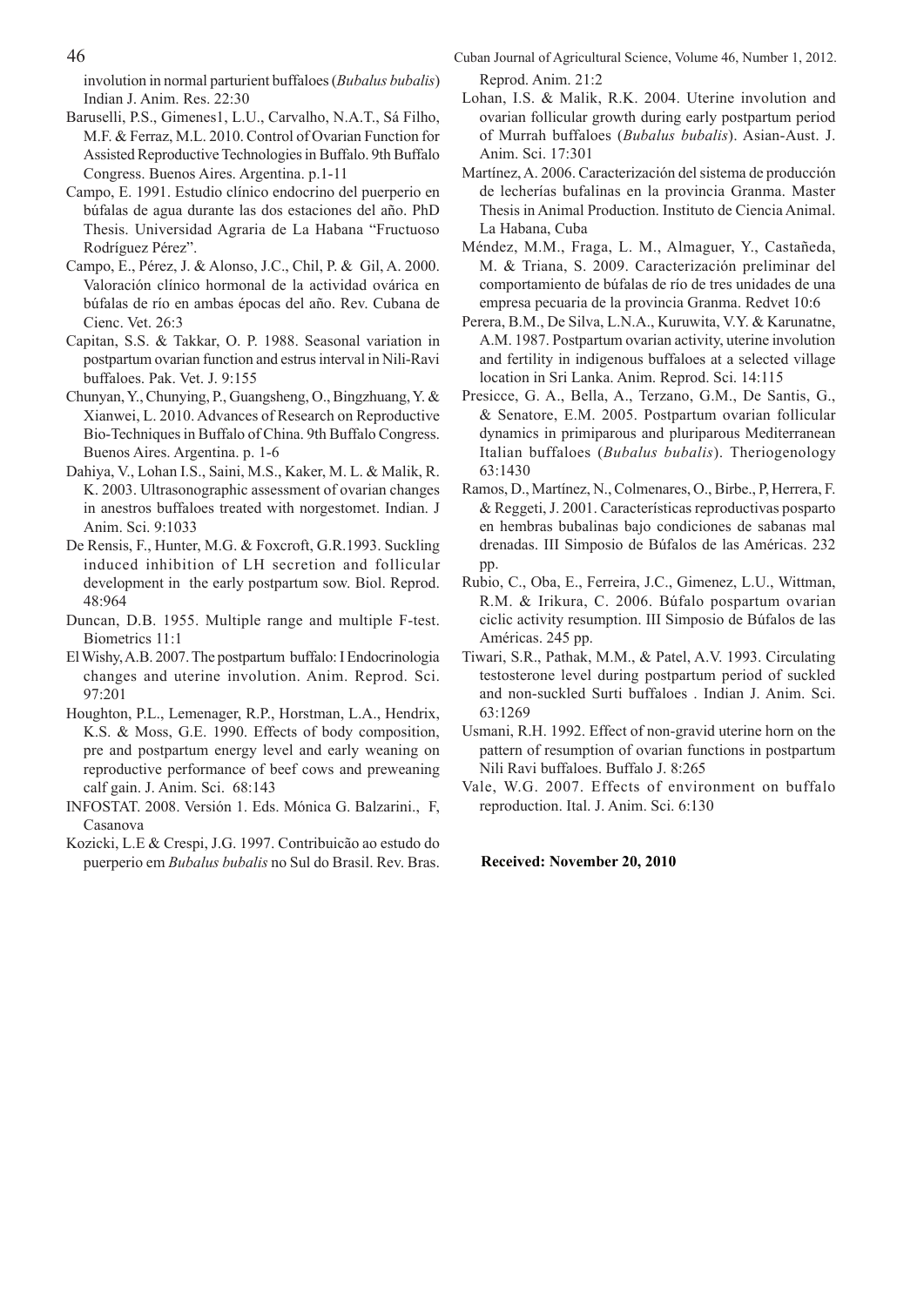involution in normal parturient buffaloes (*Bubalus bubalis*) Indian J. Anim. Res. 22:30

Baruselli, P.S., Gimenes1, L.U., Carvalho, N.A.T., Sá Filho, M.F. & Ferraz, M.L. 2010. Control of Ovarian Function for Assisted Reproductive Technologies in Buffalo. 9th Buffalo Congress. Buenos Aires. Argentina. p.1-11

Campo, E. 1991. Estudio clínico endocrino del puerperio en búfalas de agua durante las dos estaciones del año. PhD Thesis. Universidad Agraria de La Habana "Fructuoso Rodríguez Pérez".

Campo, E., Pérez, J. & Alonso, J.C., Chil, P. & Gil, A. 2000. Valoración clínico hormonal de la actividad ovárica en búfalas de río en ambas épocas del año. Rev. Cubana de Cienc. Vet. 26:3

Capitan, S.S. & Takkar, O. P. 1988. Seasonal variation in postpartum ovarian function and estrus interval in Nili-Ravi buffaloes. Pak. Vet. J. 9:155

Chunyan, Y., Chunying, P., Guangsheng, O., Bingzhuang, Y. & Xianwei, L. 2010. Advances of Research on Reproductive Bio-Techniques in Buffalo of China. 9th Buffalo Congress. Buenos Aires. Argentina. p. 1-6

Dahiya, V., Lohan I.S., Saini, M.S., Kaker, M. L. & Malik, R. K. 2003. Ultrasonographic assessment of ovarian changes in anestros buffaloes treated with norgestomet. Indian. J Anim. Sci. 9:1033

De Rensis, F., Hunter, M.G. & Foxcroft, G.R.1993. Suckling induced inhibition of LH secretion and follicular development in the early postpartum sow. Biol. Reprod. 48:964

Duncan, D.B. 1955. Multiple range and multiple F-test. Biometrics 11:1

El Wishy, A.B. 2007. The postpartum buffalo: I Endocrinologia changes and uterine involution. Anim. Reprod. Sci. 97:201

Houghton, P.L., Lemenager, R.P., Horstman, L.A., Hendrix, K.S. & Moss, G.E. 1990. Effects of body composition, pre and postpartum energy level and early weaning on reproductive performance of beef cows and preweaning calf gain. J. Anim. Sci. 68:143

INFOSTAT. 2008. Versión 1. Eds. Mónica G. Balzarini., F, Casanova

Kozicki, L.E & Crespi, J.G. 1997. Contribuicão ao estudo do puerperio em *Bubalus bubalis* no Sul do Brasil. Rev. Bras. Reprod. Anim. 21:2

Lohan, I.S. & Malik, R.K. 2004. Uterine involution and ovarian follicular growth during early postpartum period of Murrah buffaloes (*Bubalus bubalis*). Asian-Aust. J. Anim. Sci. 17:301

Martínez, A. 2006. Caracterización del sistema de producción de lecherías bufalinas en la provincia Granma. Master Thesis in Animal Production. Instituto de Ciencia Animal. La Habana, Cuba

Méndez, M.M., Fraga, L. M., Almaguer, Y., Castañeda, M. & Triana, S. 2009. Caracterización preliminar del comportamiento de búfalas de río de tres unidades de una empresa pecuaria de la provincia Granma. Redvet 10:6

Perera, B.M., De Silva, L.N.A., Kuruwita, V.Y. & Karunatne, A.M. 1987. Postpartum ovarian activity, uterine involution and fertility in indigenous buffaloes at a selected village location in Sri Lanka. Anim. Reprod. Sci. 14:115

Presicce, G. A., Bella, A., Terzano, G.M., De Santis, G., & Senatore, E.M. 2005. Postpartum ovarian follicular dynamics in primiparous and pluriparous Mediterranean Italian buffaloes (*Bubalus bubalis*). Theriogenology 63:1430

Ramos, D., Martínez, N., Colmenares, O., Birbe., P, Herrera, F. & Reggeti, J. 2001. Características reproductivas posparto en hembras bubalinas bajo condiciones de sabanas mal drenadas. III Simposio de Búfalos de las Américas. 232 pp.

Rubio, C., Oba, E., Ferreira, J.C., Gimenez, L.U., Wittman, R.M. & Irikura, C. 2006. Búfalo pospartum ovarian ciclic activity resumption. III Simposio de Búfalos de las Américas. 245 pp.

Tiwari, S.R., Pathak, M.M., & Patel, A.V. 1993. Circulating testosterone level during postpartum period of suckled and non-suckled Surti buffaloes . Indian J. Anim. Sci. 63:1269

Usmani, R.H. 1992. Effect of non-gravid uterine horn on the pattern of resumption of ovarian functions in postpartum Nili Ravi buffaloes. Buffalo J. 8:265

Vale, W.G. 2007. Effects of environment on buffalo reproduction. Ital. J. Anim. Sci. 6:130

**Received: November 20, 2010**